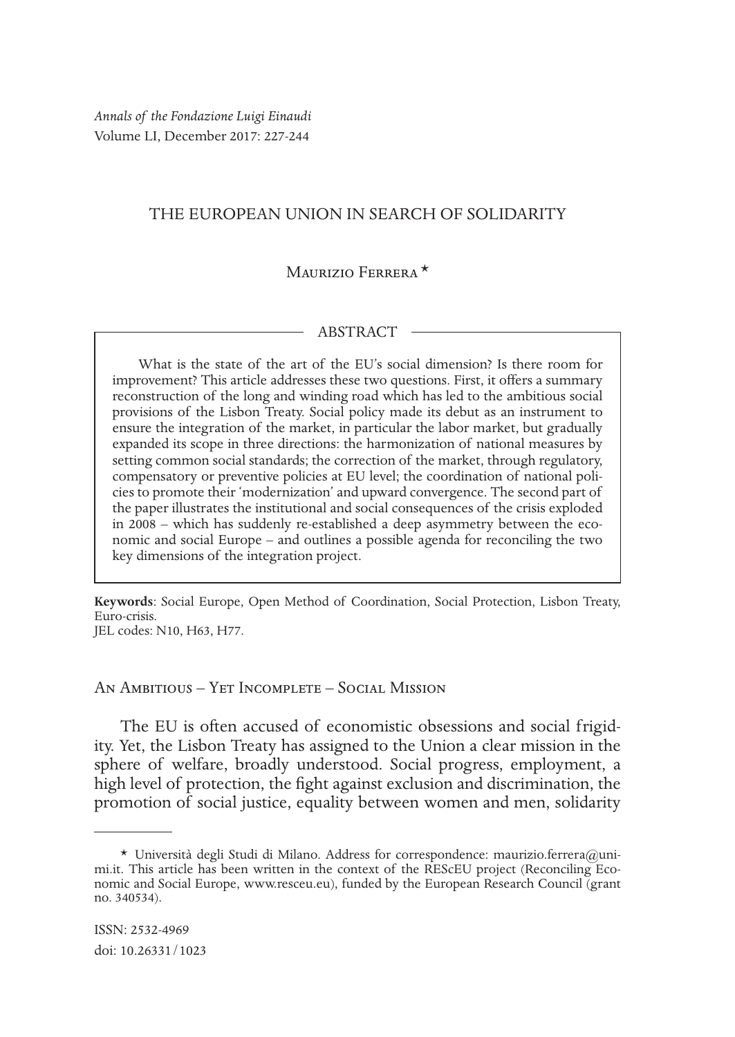*Annals of the Fondazione Luigi Einaudi*
Volume LI, December 2017: 227-244

# THE EUROPEAN UNION IN SEARCH OF SOLIDARITY

Maurizio Ferrera *

## ABSTRACT

What is the state of the art of the EU's social dimension? Is there room for improvement? This article addresses these two questions. First, it offers a summary reconstruction of the long and winding road which has led to the ambitious social provisions of the Lisbon Treaty. Social policy made its debut as an instrument to ensure the integration of the market, in particular the labor market, but gradually expanded its scope in three directions: the harmonization of national measures by setting common social standards; the correction of the market, through regulatory, compensatory or preventive policies at EU level; the coordination of national policies to promote their 'modernization' and upward convergence. The second part of the paper illustrates the institutional and social consequences of the crisis exploded in 2008 – which has suddenly re-established a deep asymmetry between the economic and social Europe – and outlines a possible agenda for reconciling the two key dimensions of the integration project.

**Keywords**: Social Europe, Open Method of Coordination, Social Protection, Lisbon Treaty, Euro-crisis.
JEL codes: N10, H63, H77.

## An Ambitious – Yet Incomplete – Social Mission

The EU is often accused of economistic obsessions and social frigidity. Yet, the Lisbon Treaty has assigned to the Union a clear mission in the sphere of welfare, broadly understood. Social progress, employment, a high level of protection, the fight against exclusion and discrimination, the promotion of social justice, equality between women and men, solidarity

---

* Università degli Studi di Milano. Address for correspondence: maurizio.ferrera@unimi.it. This article has been written in the context of the REScEU project (Reconciling Economic and Social Europe, www.resceu.eu), funded by the European Research Council (grant no. 340534).

ISSN: 2532-4969
doi: 10.26331/1023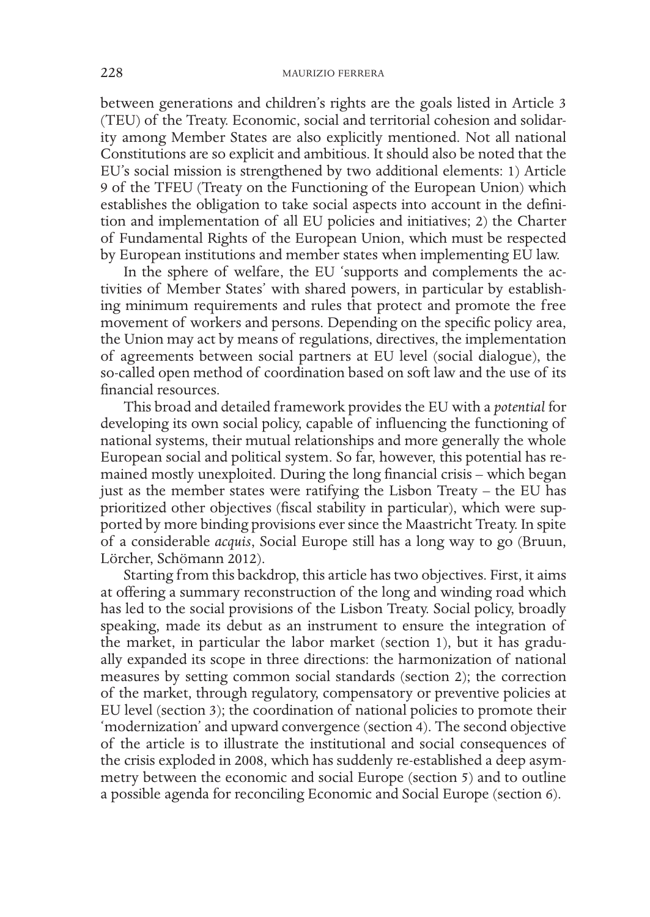between generations and children's rights are the goals listed in Article 3 (TEU) of the Treaty. Economic, social and territorial cohesion and solidarity among Member States are also explicitly mentioned. Not all national Constitutions are so explicit and ambitious. It should also be noted that the EU's social mission is strengthened by two additional elements: 1) Article 9 of the TFEU (Treaty on the Functioning of the European Union) which establishes the obligation to take social aspects into account in the definition and implementation of all EU policies and initiatives; 2) the Charter of Fundamental Rights of the European Union, which must be respected by European institutions and member states when implementing EU law.

In the sphere of welfare, the EU 'supports and complements the activities of Member States' with shared powers, in particular by establishing minimum requirements and rules that protect and promote the free movement of workers and persons. Depending on the specific policy area, the Union may act by means of regulations, directives, the implementation of agreements between social partners at EU level (social dialogue), the so-called open method of coordination based on soft law and the use of its financial resources.

This broad and detailed framework provides the EU with a *potential* for developing its own social policy, capable of influencing the functioning of national systems, their mutual relationships and more generally the whole European social and political system. So far, however, this potential has remained mostly unexploited. During the long financial crisis – which began just as the member states were ratifying the Lisbon Treaty – the EU has prioritized other objectives (fiscal stability in particular), which were supported by more binding provisions ever since the Maastricht Treaty. In spite of a considerable *acquis*, Social Europe still has a long way to go (Bruun, Lörcher, Schömann 2012).

Starting from this backdrop, this article has two objectives. First, it aims at offering a summary reconstruction of the long and winding road which has led to the social provisions of the Lisbon Treaty. Social policy, broadly speaking, made its debut as an instrument to ensure the integration of the market, in particular the labor market (section 1), but it has gradually expanded its scope in three directions: the harmonization of national measures by setting common social standards (section 2); the correction of the market, through regulatory, compensatory or preventive policies at EU level (section 3); the coordination of national policies to promote their 'modernization' and upward convergence (section 4). The second objective of the article is to illustrate the institutional and social consequences of the crisis exploded in 2008, which has suddenly re-established a deep asymmetry between the economic and social Europe (section 5) and to outline a possible agenda for reconciling Economic and Social Europe (section 6).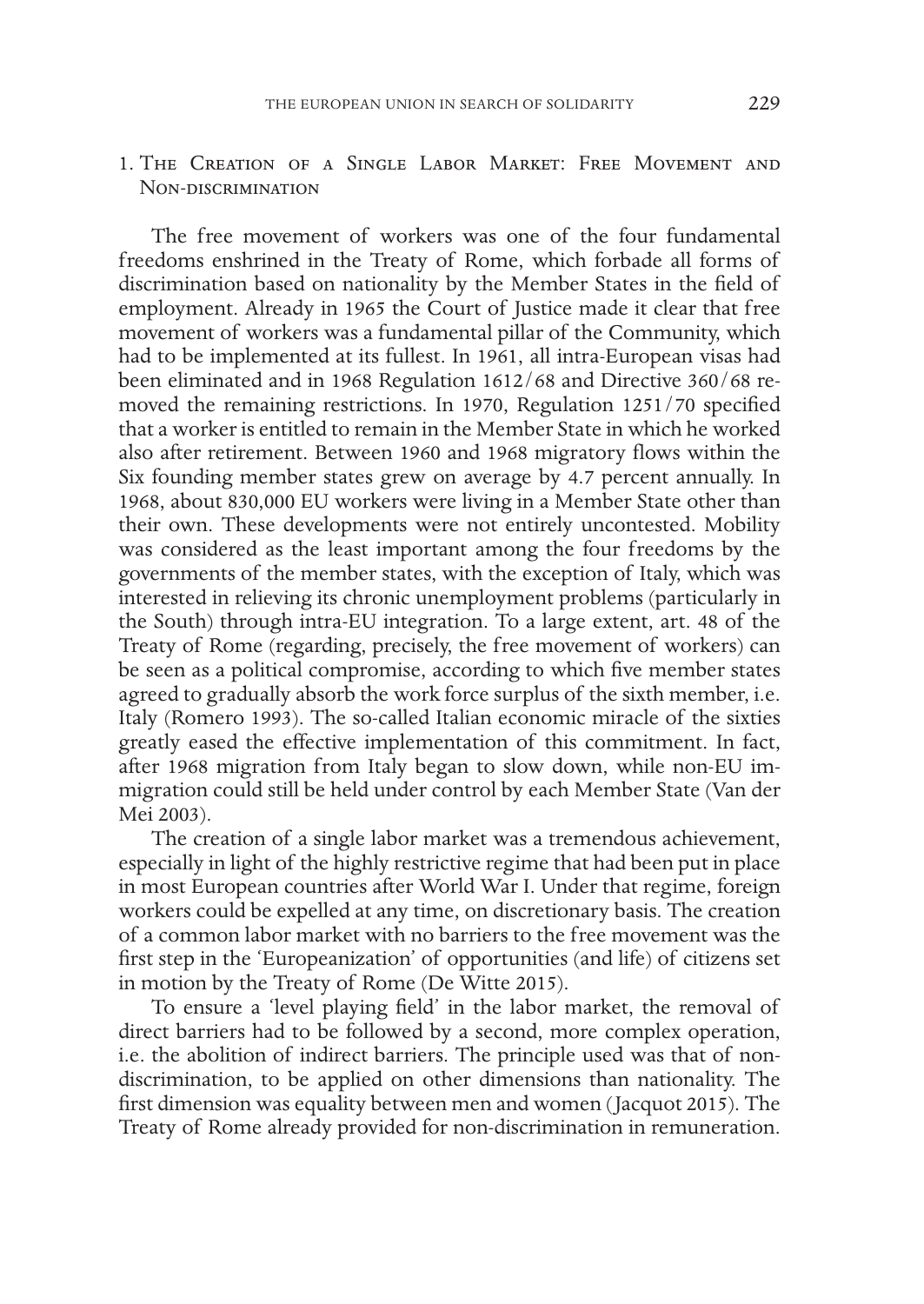## 1. The Creation of a Single Labor Market: Free Movement and Non-discrimination

The free movement of workers was one of the four fundamental freedoms enshrined in the Treaty of Rome, which forbade all forms of discrimination based on nationality by the Member States in the field of employment. Already in 1965 the Court of Justice made it clear that free movement of workers was a fundamental pillar of the Community, which had to be implemented at its fullest. In 1961, all intra-European visas had been eliminated and in 1968 Regulation 1612/68 and Directive 360/68 removed the remaining restrictions. In 1970, Regulation 1251/70 specified that a worker is entitled to remain in the Member State in which he worked also after retirement. Between 1960 and 1968 migratory flows within the Six founding member states grew on average by 4.7 percent annually. In 1968, about 830,000 EU workers were living in a Member State other than their own. These developments were not entirely uncontested. Mobility was considered as the least important among the four freedoms by the governments of the member states, with the exception of Italy, which was interested in relieving its chronic unemployment problems (particularly in the South) through intra-EU integration. To a large extent, art. 48 of the Treaty of Rome (regarding, precisely, the free movement of workers) can be seen as a political compromise, according to which five member states agreed to gradually absorb the work force surplus of the sixth member, i.e. Italy (Romero 1993). The so-called Italian economic miracle of the sixties greatly eased the effective implementation of this commitment. In fact, after 1968 migration from Italy began to slow down, while non-EU immigration could still be held under control by each Member State (Van der Mei 2003).

The creation of a single labor market was a tremendous achievement, especially in light of the highly restrictive regime that had been put in place in most European countries after World War I. Under that regime, foreign workers could be expelled at any time, on discretionary basis. The creation of a common labor market with no barriers to the free movement was the first step in the 'Europeanization' of opportunities (and life) of citizens set in motion by the Treaty of Rome (De Witte 2015).

To ensure a 'level playing field' in the labor market, the removal of direct barriers had to be followed by a second, more complex operation, i.e. the abolition of indirect barriers. The principle used was that of non-discrimination, to be applied on other dimensions than nationality. The first dimension was equality between men and women (Jacquot 2015). The Treaty of Rome already provided for non-discrimination in remuneration.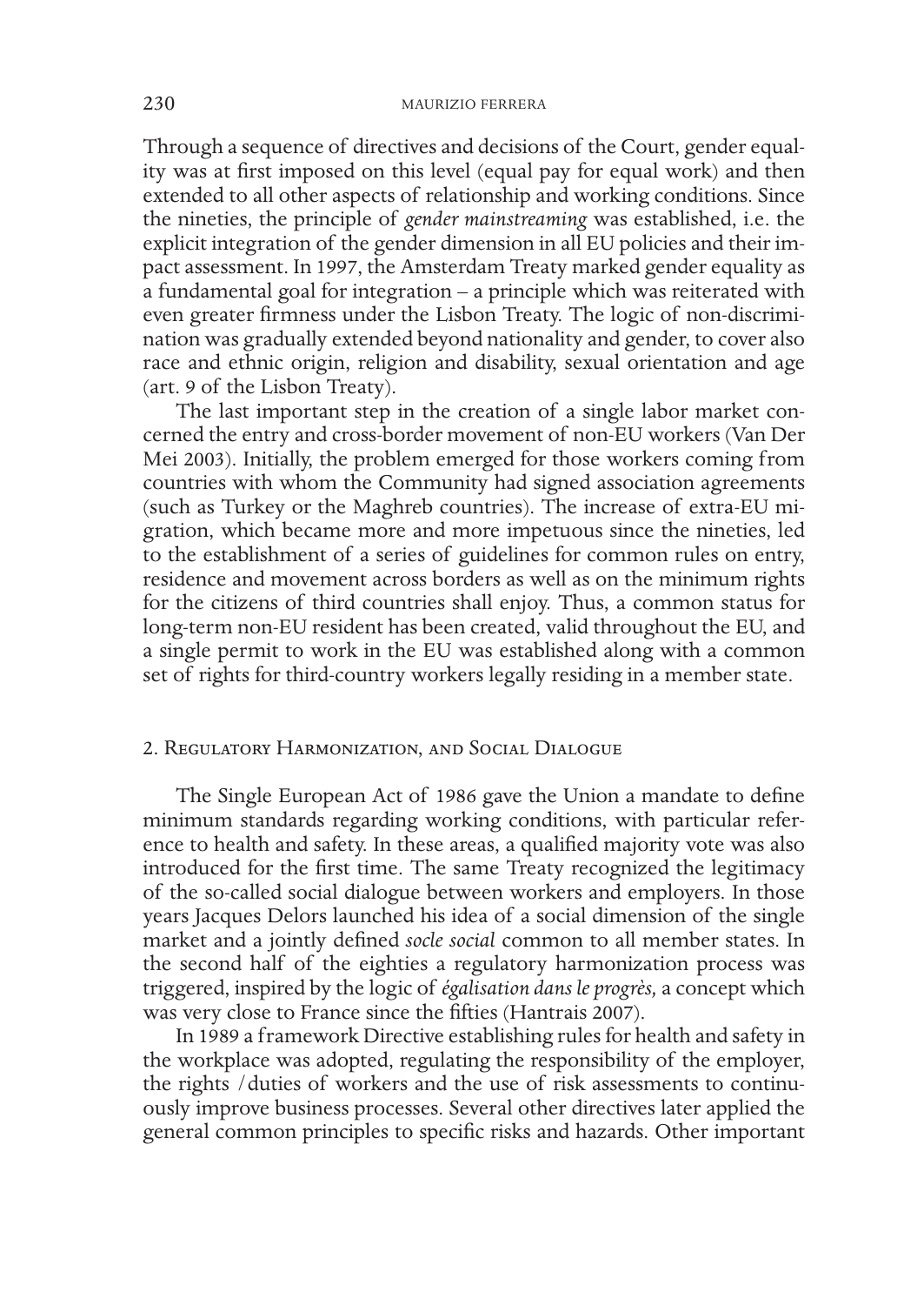Through a sequence of directives and decisions of the Court, gender equality was at first imposed on this level (equal pay for equal work) and then extended to all other aspects of relationship and working conditions. Since the nineties, the principle of *gender mainstreaming* was established, i.e. the explicit integration of the gender dimension in all EU policies and their impact assessment. In 1997, the Amsterdam Treaty marked gender equality as a fundamental goal for integration – a principle which was reiterated with even greater firmness under the Lisbon Treaty. The logic of non-discrimination was gradually extended beyond nationality and gender, to cover also race and ethnic origin, religion and disability, sexual orientation and age (art. 9 of the Lisbon Treaty).

The last important step in the creation of a single labor market concerned the entry and cross-border movement of non-EU workers (Van Der Mei 2003). Initially, the problem emerged for those workers coming from countries with whom the Community had signed association agreements (such as Turkey or the Maghreb countries). The increase of extra-EU migration, which became more and more impetuous since the nineties, led to the establishment of a series of guidelines for common rules on entry, residence and movement across borders as well as on the minimum rights for the citizens of third countries shall enjoy. Thus, a common status for long-term non-EU resident has been created, valid throughout the EU, and a single permit to work in the EU was established along with a common set of rights for third-country workers legally residing in a member state.

## 2. Regulatory Harmonization, and Social Dialogue

The Single European Act of 1986 gave the Union a mandate to define minimum standards regarding working conditions, with particular reference to health and safety. In these areas, a qualified majority vote was also introduced for the first time. The same Treaty recognized the legitimacy of the so-called social dialogue between workers and employers. In those years Jacques Delors launched his idea of a social dimension of the single market and a jointly defined *socle social* common to all member states. In the second half of the eighties a regulatory harmonization process was triggered, inspired by the logic of *égalisation dans le progrès,* a concept which was very close to France since the fifties (Hantrais 2007).

In 1989 a framework Directive establishing rules for health and safety in the workplace was adopted, regulating the responsibility of the employer, the rights /duties of workers and the use of risk assessments to continuously improve business processes. Several other directives later applied the general common principles to specific risks and hazards. Other important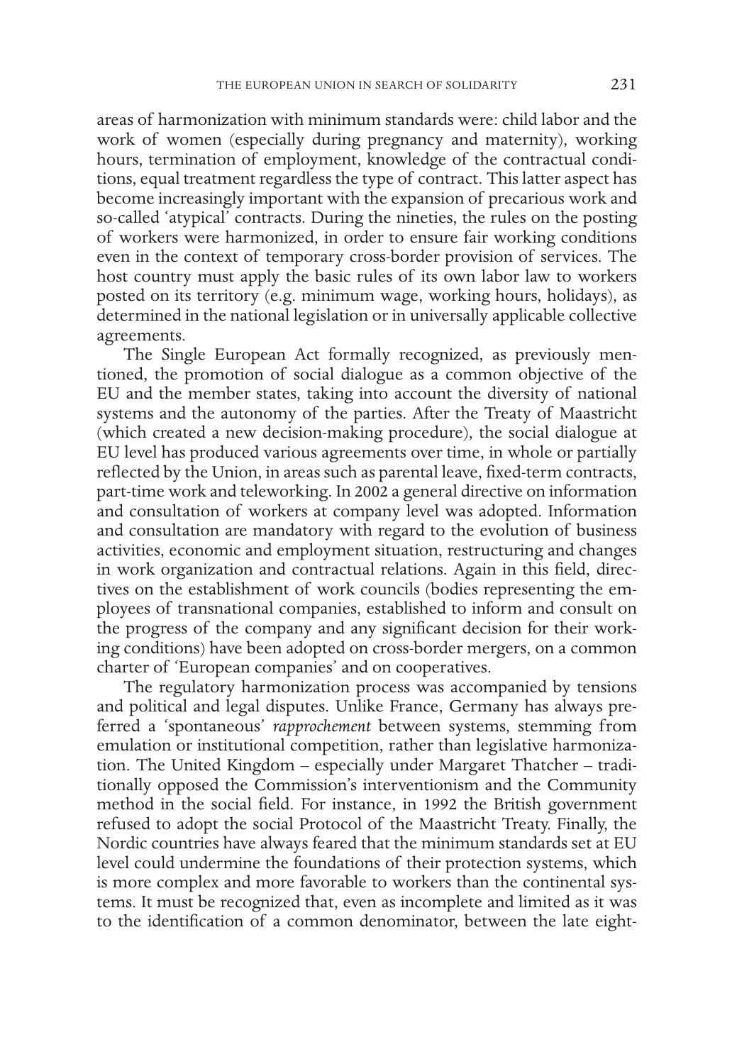areas of harmonization with minimum standards were: child labor and the work of women (especially during pregnancy and maternity), working hours, termination of employment, knowledge of the contractual conditions, equal treatment regardless the type of contract. This latter aspect has become increasingly important with the expansion of precarious work and so-called 'atypical' contracts. During the nineties, the rules on the posting of workers were harmonized, in order to ensure fair working conditions even in the context of temporary cross-border provision of services. The host country must apply the basic rules of its own labor law to workers posted on its territory (e.g. minimum wage, working hours, holidays), as determined in the national legislation or in universally applicable collective agreements.

The Single European Act formally recognized, as previously mentioned, the promotion of social dialogue as a common objective of the EU and the member states, taking into account the diversity of national systems and the autonomy of the parties. After the Treaty of Maastricht (which created a new decision-making procedure), the social dialogue at EU level has produced various agreements over time, in whole or partially reflected by the Union, in areas such as parental leave, fixed-term contracts, part-time work and teleworking. In 2002 a general directive on information and consultation of workers at company level was adopted. Information and consultation are mandatory with regard to the evolution of business activities, economic and employment situation, restructuring and changes in work organization and contractual relations. Again in this field, directives on the establishment of work councils (bodies representing the employees of transnational companies, established to inform and consult on the progress of the company and any significant decision for their working conditions) have been adopted on cross-border mergers, on a common charter of 'European companies' and on cooperatives.

The regulatory harmonization process was accompanied by tensions and political and legal disputes. Unlike France, Germany has always preferred a 'spontaneous' *rapprochement* between systems, stemming from emulation or institutional competition, rather than legislative harmonization. The United Kingdom – especially under Margaret Thatcher – traditionally opposed the Commission's interventionism and the Community method in the social field. For instance, in 1992 the British government refused to adopt the social Protocol of the Maastricht Treaty. Finally, the Nordic countries have always feared that the minimum standards set at EU level could undermine the foundations of their protection systems, which is more complex and more favorable to workers than the continental systems. It must be recognized that, even as incomplete and limited as it was to the identification of a common denominator, between the late eight-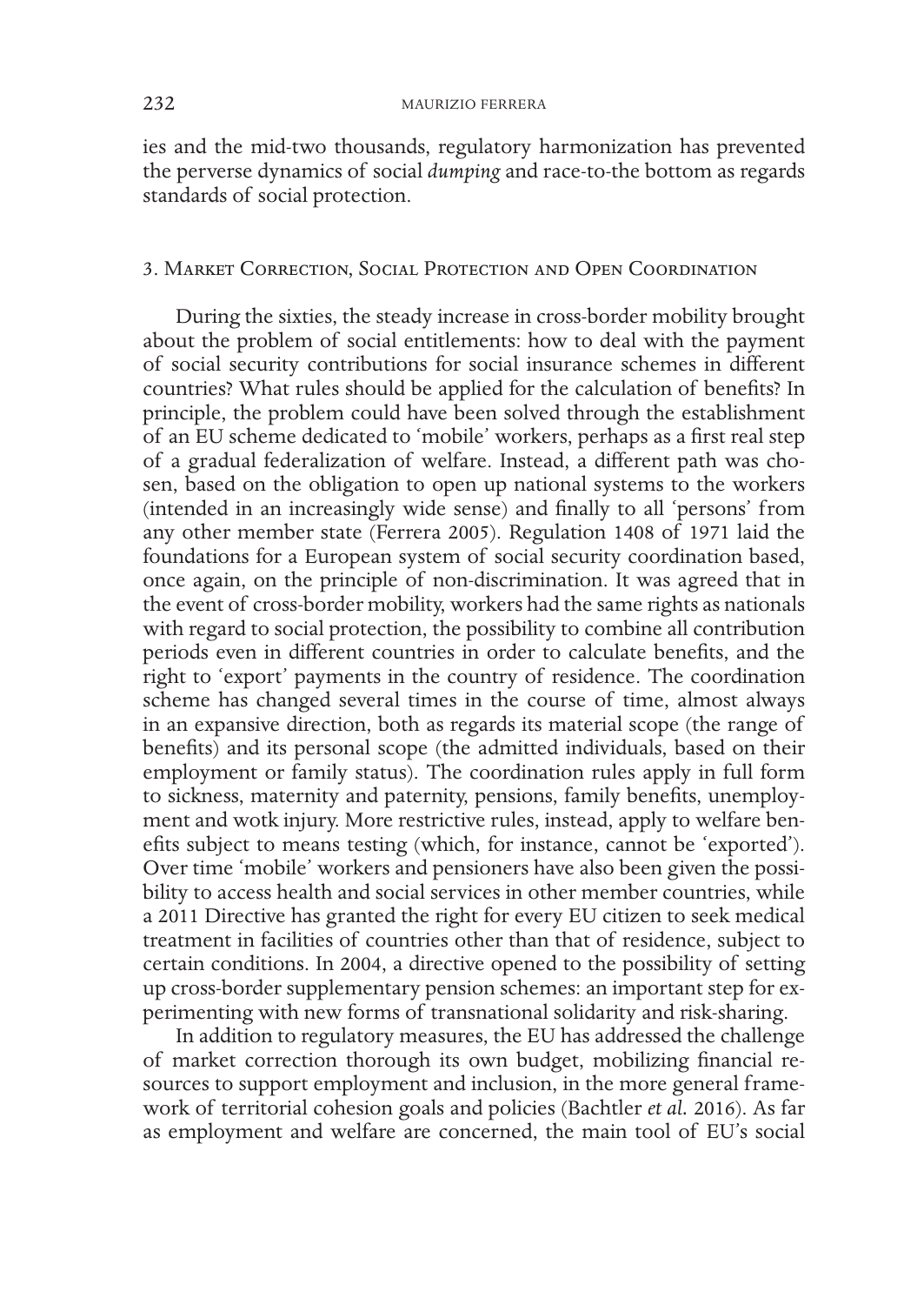ies and the mid-two thousands, regulatory harmonization has prevented the perverse dynamics of social *dumping* and race-to-the bottom as regards standards of social protection.

## 3. Market Correction, Social Protection and Open Coordination

During the sixties, the steady increase in cross-border mobility brought about the problem of social entitlements: how to deal with the payment of social security contributions for social insurance schemes in different countries? What rules should be applied for the calculation of benefits? In principle, the problem could have been solved through the establishment of an EU scheme dedicated to 'mobile' workers, perhaps as a first real step of a gradual federalization of welfare. Instead, a different path was chosen, based on the obligation to open up national systems to the workers (intended in an increasingly wide sense) and finally to all 'persons' from any other member state (Ferrera 2005). Regulation 1408 of 1971 laid the foundations for a European system of social security coordination based, once again, on the principle of non-discrimination. It was agreed that in the event of cross-border mobility, workers had the same rights as nationals with regard to social protection, the possibility to combine all contribution periods even in different countries in order to calculate benefits, and the right to 'export' payments in the country of residence. The coordination scheme has changed several times in the course of time, almost always in an expansive direction, both as regards its material scope (the range of benefits) and its personal scope (the admitted individuals, based on their employment or family status). The coordination rules apply in full form to sickness, maternity and paternity, pensions, family benefits, unemployment and wotk injury. More restrictive rules, instead, apply to welfare benefits subject to means testing (which, for instance, cannot be 'exported'). Over time 'mobile' workers and pensioners have also been given the possibility to access health and social services in other member countries, while a 2011 Directive has granted the right for every EU citizen to seek medical treatment in facilities of countries other than that of residence, subject to certain conditions. In 2004, a directive opened to the possibility of setting up cross-border supplementary pension schemes: an important step for experimenting with new forms of transnational solidarity and risk-sharing.

In addition to regulatory measures, the EU has addressed the challenge of market correction thorough its own budget, mobilizing financial resources to support employment and inclusion, in the more general framework of territorial cohesion goals and policies (Bachtler *et al.* 2016). As far as employment and welfare are concerned, the main tool of EU's social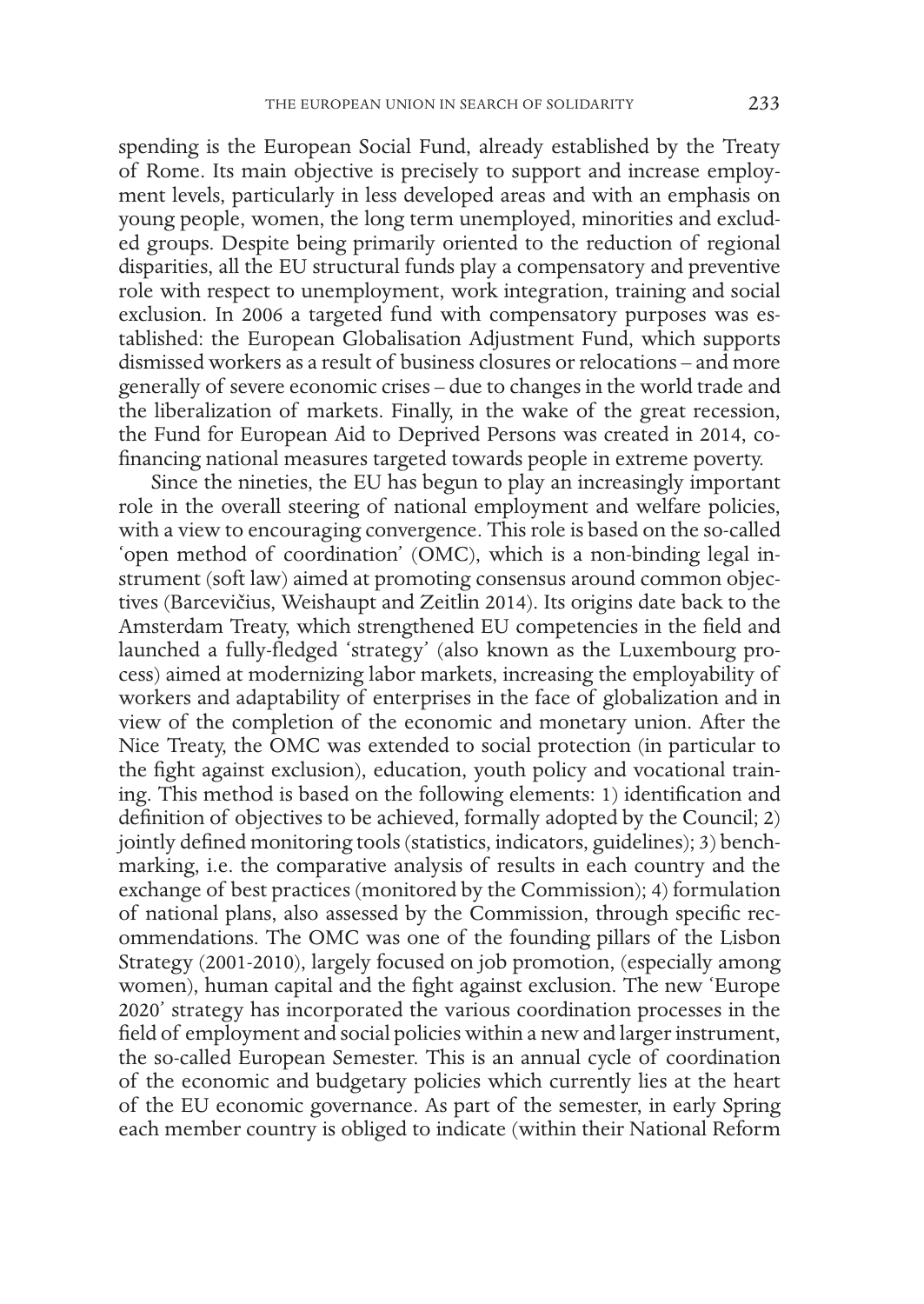spending is the European Social Fund, already established by the Treaty of Rome. Its main objective is precisely to support and increase employment levels, particularly in less developed areas and with an emphasis on young people, women, the long term unemployed, minorities and excluded groups. Despite being primarily oriented to the reduction of regional disparities, all the EU structural funds play a compensatory and preventive role with respect to unemployment, work integration, training and social exclusion. In 2006 a targeted fund with compensatory purposes was established: the European Globalisation Adjustment Fund, which supports dismissed workers as a result of business closures or relocations – and more generally of severe economic crises – due to changes in the world trade and the liberalization of markets. Finally, in the wake of the great recession, the Fund for European Aid to Deprived Persons was created in 2014, co-financing national measures targeted towards people in extreme poverty.

Since the nineties, the EU has begun to play an increasingly important role in the overall steering of national employment and welfare policies, with a view to encouraging convergence. This role is based on the so-called 'open method of coordination' (OMC), which is a non-binding legal instrument (soft law) aimed at promoting consensus around common objectives (Barcevičius, Weishaupt and Zeitlin 2014). Its origins date back to the Amsterdam Treaty, which strengthened EU competencies in the field and launched a fully-fledged 'strategy' (also known as the Luxembourg process) aimed at modernizing labor markets, increasing the employability of workers and adaptability of enterprises in the face of globalization and in view of the completion of the economic and monetary union. After the Nice Treaty, the OMC was extended to social protection (in particular to the fight against exclusion), education, youth policy and vocational training. This method is based on the following elements: 1) identification and definition of objectives to be achieved, formally adopted by the Council; 2) jointly defined monitoring tools (statistics, indicators, guidelines); 3) benchmarking, i.e. the comparative analysis of results in each country and the exchange of best practices (monitored by the Commission); 4) formulation of national plans, also assessed by the Commission, through specific recommendations. The OMC was one of the founding pillars of the Lisbon Strategy (2001-2010), largely focused on job promotion, (especially among women), human capital and the fight against exclusion. The new 'Europe 2020' strategy has incorporated the various coordination processes in the field of employment and social policies within a new and larger instrument, the so-called European Semester. This is an annual cycle of coordination of the economic and budgetary policies which currently lies at the heart of the EU economic governance. As part of the semester, in early Spring each member country is obliged to indicate (within their National Reform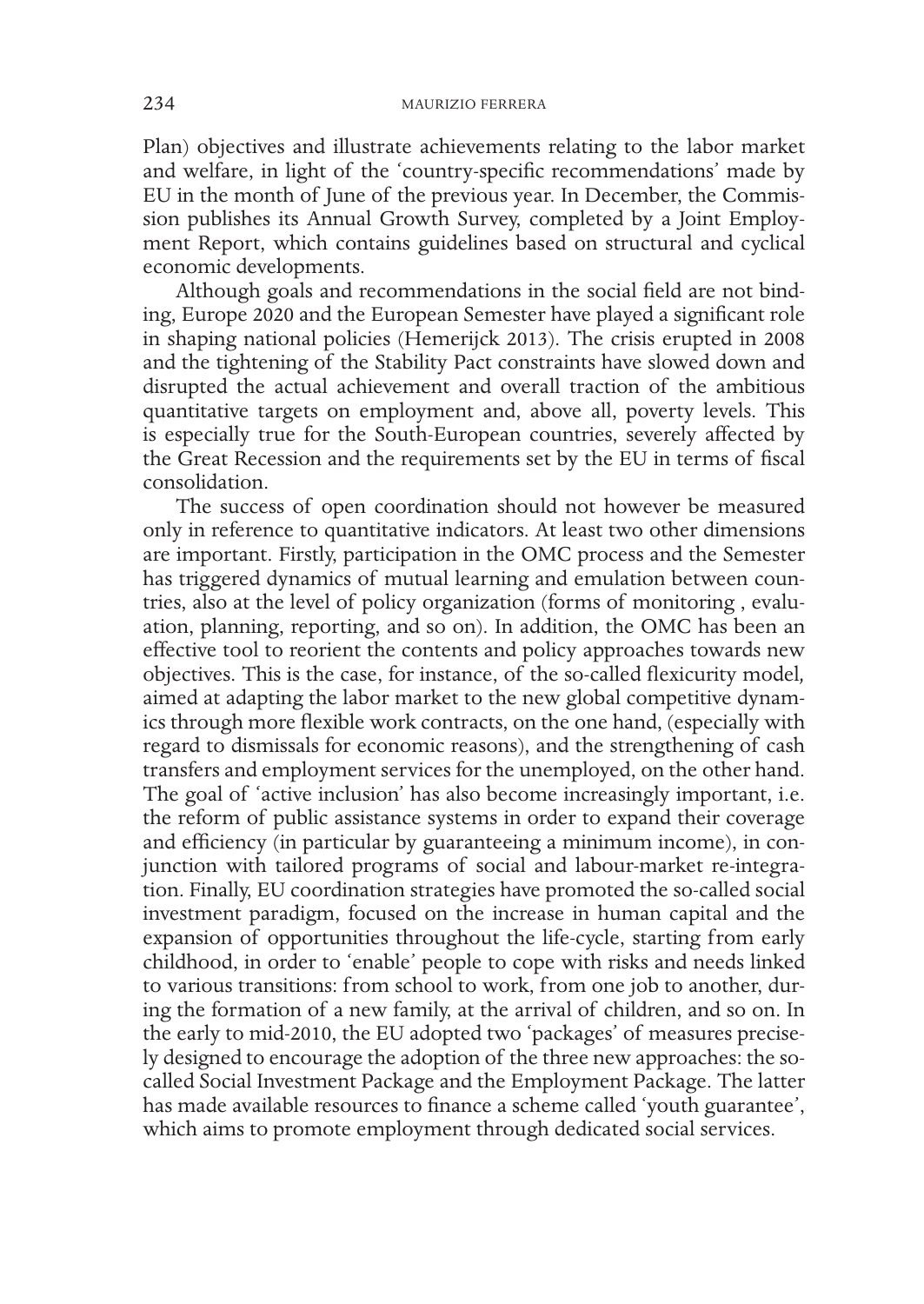Plan) objectives and illustrate achievements relating to the labor market and welfare, in light of the 'country-specific recommendations' made by EU in the month of June of the previous year. In December, the Commission publishes its Annual Growth Survey, completed by a Joint Employment Report, which contains guidelines based on structural and cyclical economic developments.

Although goals and recommendations in the social field are not binding, Europe 2020 and the European Semester have played a significant role in shaping national policies (Hemerijck 2013). The crisis erupted in 2008 and the tightening of the Stability Pact constraints have slowed down and disrupted the actual achievement and overall traction of the ambitious quantitative targets on employment and, above all, poverty levels. This is especially true for the South-European countries, severely affected by the Great Recession and the requirements set by the EU in terms of fiscal consolidation.

The success of open coordination should not however be measured only in reference to quantitative indicators. At least two other dimensions are important. Firstly, participation in the OMC process and the Semester has triggered dynamics of mutual learning and emulation between countries, also at the level of policy organization (forms of monitoring , evaluation, planning, reporting, and so on). In addition, the OMC has been an effective tool to reorient the contents and policy approaches towards new objectives. This is the case, for instance, of the so-called flexicurity model, aimed at adapting the labor market to the new global competitive dynamics through more flexible work contracts, on the one hand, (especially with regard to dismissals for economic reasons), and the strengthening of cash transfers and employment services for the unemployed, on the other hand. The goal of 'active inclusion' has also become increasingly important, i.e. the reform of public assistance systems in order to expand their coverage and efficiency (in particular by guaranteeing a minimum income), in conjunction with tailored programs of social and labour-market re-integration. Finally, EU coordination strategies have promoted the so-called social investment paradigm, focused on the increase in human capital and the expansion of opportunities throughout the life-cycle, starting from early childhood, in order to 'enable' people to cope with risks and needs linked to various transitions: from school to work, from one job to another, during the formation of a new family, at the arrival of children, and so on. In the early to mid-2010, the EU adopted two 'packages' of measures precisely designed to encourage the adoption of the three new approaches: the so-called Social Investment Package and the Employment Package. The latter has made available resources to finance a scheme called 'youth guarantee', which aims to promote employment through dedicated social services.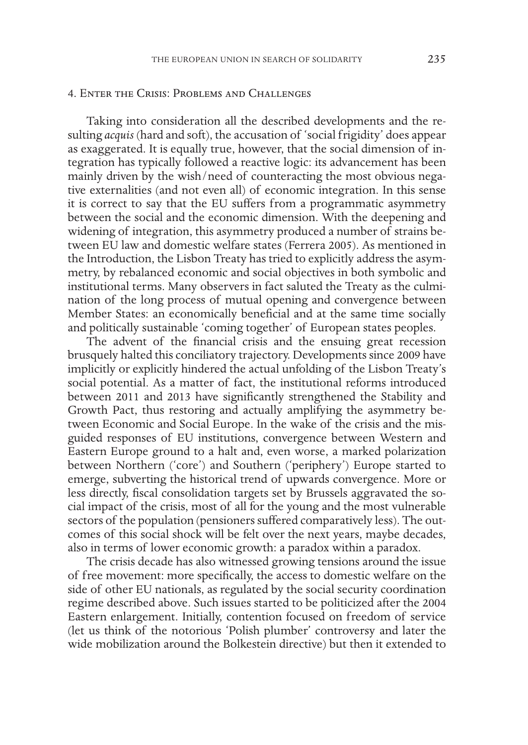## 4. Enter the Crisis: Problems and Challenges

Taking into consideration all the described developments and the resulting *acquis* (hard and soft), the accusation of 'social frigidity' does appear as exaggerated. It is equally true, however, that the social dimension of integration has typically followed a reactive logic: its advancement has been mainly driven by the wish/need of counteracting the most obvious negative externalities (and not even all) of economic integration. In this sense it is correct to say that the EU suffers from a programmatic asymmetry between the social and the economic dimension. With the deepening and widening of integration, this asymmetry produced a number of strains between EU law and domestic welfare states (Ferrera 2005). As mentioned in the Introduction, the Lisbon Treaty has tried to explicitly address the asymmetry, by rebalanced economic and social objectives in both symbolic and institutional terms. Many observers in fact saluted the Treaty as the culmination of the long process of mutual opening and convergence between Member States: an economically beneficial and at the same time socially and politically sustainable 'coming together' of European states peoples.

The advent of the financial crisis and the ensuing great recession brusquely halted this conciliatory trajectory. Developments since 2009 have implicitly or explicitly hindered the actual unfolding of the Lisbon Treaty's social potential. As a matter of fact, the institutional reforms introduced between 2011 and 2013 have significantly strengthened the Stability and Growth Pact, thus restoring and actually amplifying the asymmetry between Economic and Social Europe. In the wake of the crisis and the misguided responses of EU institutions, convergence between Western and Eastern Europe ground to a halt and, even worse, a marked polarization between Northern ('core') and Southern ('periphery') Europe started to emerge, subverting the historical trend of upwards convergence. More or less directly, fiscal consolidation targets set by Brussels aggravated the social impact of the crisis, most of all for the young and the most vulnerable sectors of the population (pensioners suffered comparatively less). The outcomes of this social shock will be felt over the next years, maybe decades, also in terms of lower economic growth: a paradox within a paradox.

The crisis decade has also witnessed growing tensions around the issue of free movement: more specifically, the access to domestic welfare on the side of other EU nationals, as regulated by the social security coordination regime described above. Such issues started to be politicized after the 2004 Eastern enlargement. Initially, contention focused on freedom of service (let us think of the notorious 'Polish plumber' controversy and later the wide mobilization around the Bolkestein directive) but then it extended to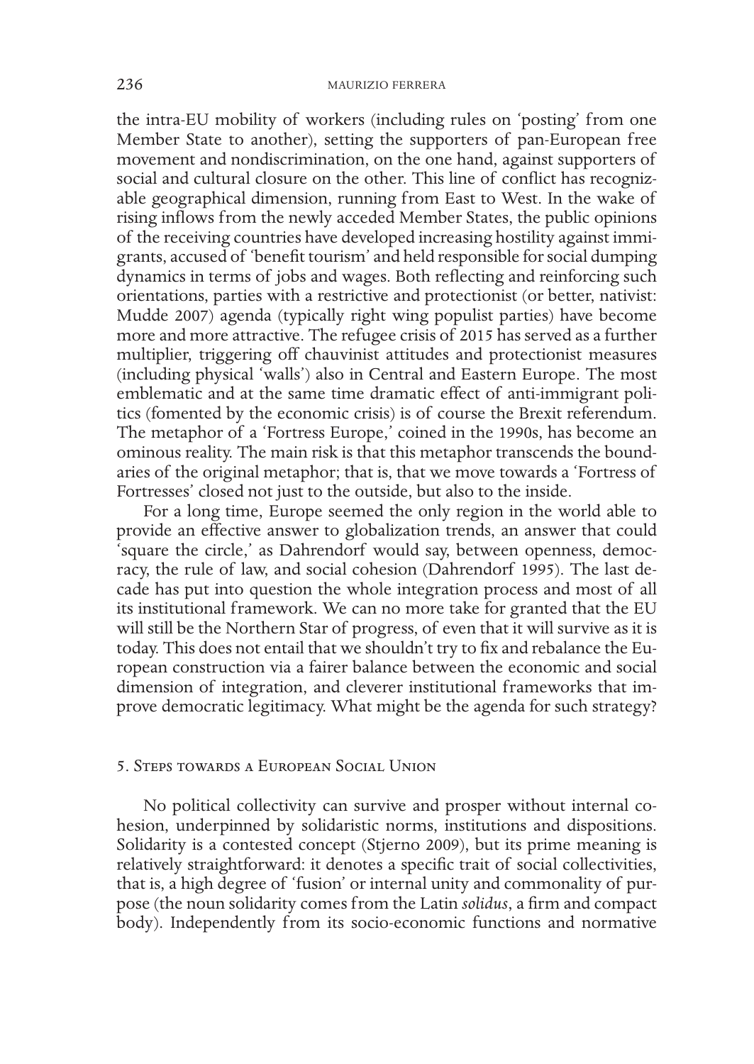the intra-EU mobility of workers (including rules on 'posting' from one Member State to another), setting the supporters of pan-European free movement and nondiscrimination, on the one hand, against supporters of social and cultural closure on the other. This line of conflict has recognizable geographical dimension, running from East to West. In the wake of rising inflows from the newly acceded Member States, the public opinions of the receiving countries have developed increasing hostility against immigrants, accused of 'benefit tourism' and held responsible for social dumping dynamics in terms of jobs and wages. Both reflecting and reinforcing such orientations, parties with a restrictive and protectionist (or better, nativist: Mudde 2007) agenda (typically right wing populist parties) have become more and more attractive. The refugee crisis of 2015 has served as a further multiplier, triggering off chauvinist attitudes and protectionist measures (including physical 'walls') also in Central and Eastern Europe. The most emblematic and at the same time dramatic effect of anti-immigrant politics (fomented by the economic crisis) is of course the Brexit referendum. The metaphor of a 'Fortress Europe,' coined in the 1990s, has become an ominous reality. The main risk is that this metaphor transcends the boundaries of the original metaphor; that is, that we move towards a 'Fortress of Fortresses' closed not just to the outside, but also to the inside.

For a long time, Europe seemed the only region in the world able to provide an effective answer to globalization trends, an answer that could 'square the circle,' as Dahrendorf would say, between openness, democracy, the rule of law, and social cohesion (Dahrendorf 1995). The last decade has put into question the whole integration process and most of all its institutional framework. We can no more take for granted that the EU will still be the Northern Star of progress, of even that it will survive as it is today. This does not entail that we shouldn't try to fix and rebalance the European construction via a fairer balance between the economic and social dimension of integration, and cleverer institutional frameworks that improve democratic legitimacy. What might be the agenda for such strategy?

## 5. Steps towards a European Social Union

No political collectivity can survive and prosper without internal cohesion, underpinned by solidaristic norms, institutions and dispositions. Solidarity is a contested concept (Stjerno 2009), but its prime meaning is relatively straightforward: it denotes a specific trait of social collectivities, that is, a high degree of 'fusion' or internal unity and commonality of purpose (the noun solidarity comes from the Latin *solidus*, a firm and compact body). Independently from its socio-economic functions and normative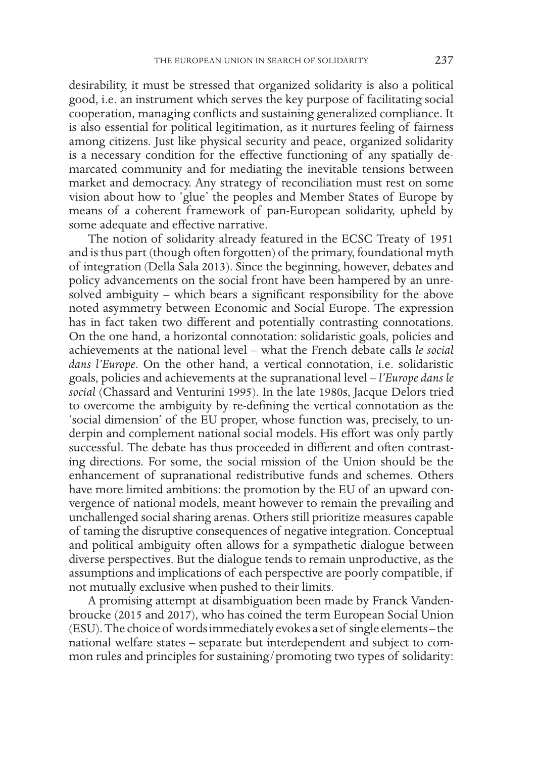desirability, it must be stressed that organized solidarity is also a political good, i.e. an instrument which serves the key purpose of facilitating social cooperation, managing conflicts and sustaining generalized compliance. It is also essential for political legitimation, as it nurtures feeling of fairness among citizens. Just like physical security and peace, organized solidarity is a necessary condition for the effective functioning of any spatially demarcated community and for mediating the inevitable tensions between market and democracy. Any strategy of reconciliation must rest on some vision about how to 'glue' the peoples and Member States of Europe by means of a coherent framework of pan-European solidarity, upheld by some adequate and effective narrative.

The notion of solidarity already featured in the ECSC Treaty of 1951 and is thus part (though often forgotten) of the primary, foundational myth of integration (Della Sala 2013). Since the beginning, however, debates and policy advancements on the social front have been hampered by an unresolved ambiguity – which bears a significant responsibility for the above noted asymmetry between Economic and Social Europe. The expression has in fact taken two different and potentially contrasting connotations. On the one hand, a horizontal connotation: solidaristic goals, policies and achievements at the national level – what the French debate calls *le social dans l'Europe*. On the other hand, a vertical connotation, i.e. solidaristic goals, policies and achievements at the supranational level – *l'Europe dans le social* (Chassard and Venturini 1995). In the late 1980s, Jacque Delors tried to overcome the ambiguity by re-defining the vertical connotation as the 'social dimension' of the EU proper, whose function was, precisely, to underpin and complement national social models. His effort was only partly successful. The debate has thus proceeded in different and often contrasting directions. For some, the social mission of the Union should be the enhancement of supranational redistributive funds and schemes. Others have more limited ambitions: the promotion by the EU of an upward convergence of national models, meant however to remain the prevailing and unchallenged social sharing arenas. Others still prioritize measures capable of taming the disruptive consequences of negative integration. Conceptual and political ambiguity often allows for a sympathetic dialogue between diverse perspectives. But the dialogue tends to remain unproductive, as the assumptions and implications of each perspective are poorly compatible, if not mutually exclusive when pushed to their limits.

A promising attempt at disambiguation been made by Franck Vandenbroucke (2015 and 2017), who has coined the term European Social Union (ESU). The choice of words immediately evokes a set of single elements – the national welfare states – separate but interdependent and subject to common rules and principles for sustaining/promoting two types of solidarity: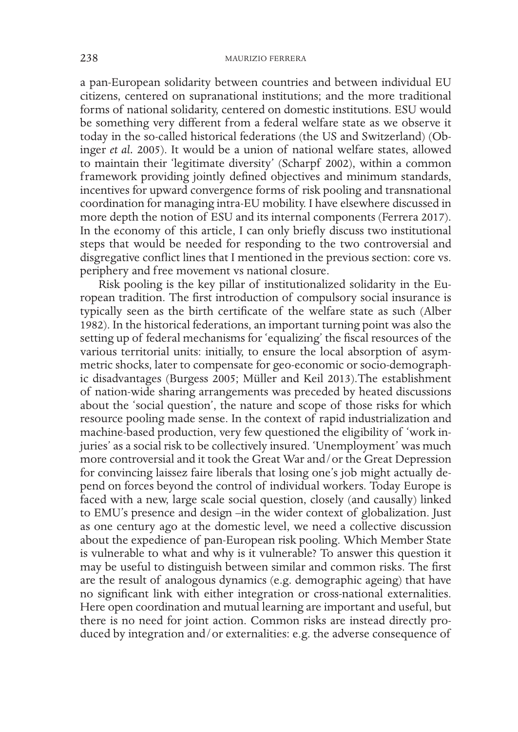a pan-European solidarity between countries and between individual EU citizens, centered on supranational institutions; and the more traditional forms of national solidarity, centered on domestic institutions. ESU would be something very different from a federal welfare state as we observe it today in the so-called historical federations (the US and Switzerland) (Obinger *et al.* 2005). It would be a union of national welfare states, allowed to maintain their 'legitimate diversity' (Scharpf 2002), within a common framework providing jointly defined objectives and minimum standards, incentives for upward convergence forms of risk pooling and transnational coordination for managing intra-EU mobility. I have elsewhere discussed in more depth the notion of ESU and its internal components (Ferrera 2017). In the economy of this article, I can only briefly discuss two institutional steps that would be needed for responding to the two controversial and disgregative conflict lines that I mentioned in the previous section: core vs. periphery and free movement vs national closure.

Risk pooling is the key pillar of institutionalized solidarity in the European tradition. The first introduction of compulsory social insurance is typically seen as the birth certificate of the welfare state as such (Alber 1982). In the historical federations, an important turning point was also the setting up of federal mechanisms for 'equalizing' the fiscal resources of the various territorial units: initially, to ensure the local absorption of asymmetric shocks, later to compensate for geo-economic or socio-demographic disadvantages (Burgess 2005; Müller and Keil 2013).The establishment of nation-wide sharing arrangements was preceded by heated discussions about the 'social question', the nature and scope of those risks for which resource pooling made sense. In the context of rapid industrialization and machine-based production, very few questioned the eligibility of 'work injuries' as a social risk to be collectively insured. 'Unemployment' was much more controversial and it took the Great War and/or the Great Depression for convincing laissez faire liberals that losing one's job might actually depend on forces beyond the control of individual workers. Today Europe is faced with a new, large scale social question, closely (and causally) linked to EMU's presence and design –in the wider context of globalization. Just as one century ago at the domestic level, we need a collective discussion about the expedience of pan-European risk pooling. Which Member State is vulnerable to what and why is it vulnerable? To answer this question it may be useful to distinguish between similar and common risks. The first are the result of analogous dynamics (e.g. demographic ageing) that have no significant link with either integration or cross-national externalities. Here open coordination and mutual learning are important and useful, but there is no need for joint action. Common risks are instead directly produced by integration and/or externalities: e.g. the adverse consequence of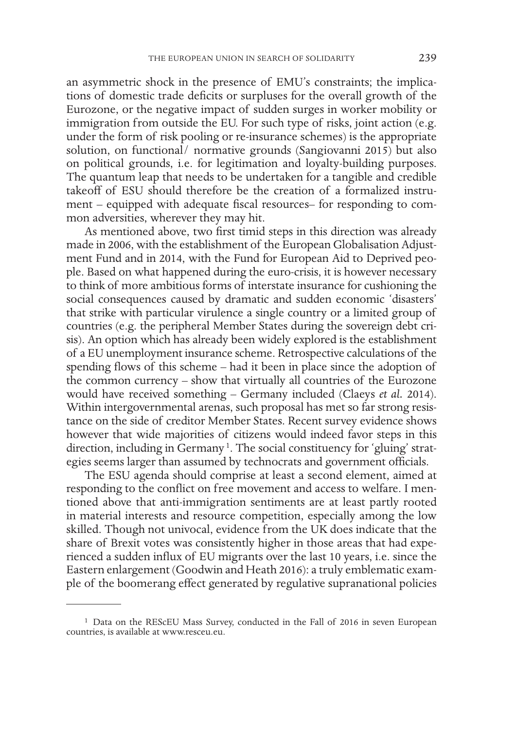an asymmetric shock in the presence of EMU's constraints; the implications of domestic trade deficits or surpluses for the overall growth of the Eurozone, or the negative impact of sudden surges in worker mobility or immigration from outside the EU. For such type of risks, joint action (e.g. under the form of risk pooling or re-insurance schemes) is the appropriate solution, on functional/ normative grounds (Sangiovanni 2015) but also on political grounds, i.e. for legitimation and loyalty-building purposes. The quantum leap that needs to be undertaken for a tangible and credible takeoff of ESU should therefore be the creation of a formalized instrument – equipped with adequate fiscal resources– for responding to common adversities, wherever they may hit.

As mentioned above, two first timid steps in this direction was already made in 2006, with the establishment of the European Globalisation Adjustment Fund and in 2014, with the Fund for European Aid to Deprived people. Based on what happened during the euro-crisis, it is however necessary to think of more ambitious forms of interstate insurance for cushioning the social consequences caused by dramatic and sudden economic 'disasters' that strike with particular virulence a single country or a limited group of countries (e.g. the peripheral Member States during the sovereign debt crisis). An option which has already been widely explored is the establishment of a EU unemployment insurance scheme. Retrospective calculations of the spending flows of this scheme – had it been in place since the adoption of the common currency – show that virtually all countries of the Eurozone would have received something – Germany included (Claeys *et al.* 2014). Within intergovernmental arenas, such proposal has met so far strong resistance on the side of creditor Member States. Recent survey evidence shows however that wide majorities of citizens would indeed favor steps in this direction, including in Germany [1]. The social constituency for 'gluing' strategies seems larger than assumed by technocrats and government officials.

The ESU agenda should comprise at least a second element, aimed at responding to the conflict on free movement and access to welfare. I mentioned above that anti-immigration sentiments are at least partly rooted in material interests and resource competition, especially among the low skilled. Though not univocal, evidence from the UK does indicate that the share of Brexit votes was consistently higher in those areas that had experienced a sudden influx of EU migrants over the last 10 years, i.e. since the Eastern enlargement (Goodwin and Heath 2016): a truly emblematic example of the boomerang effect generated by regulative supranational policies

---

[1] Data on the REScEU Mass Survey, conducted in the Fall of 2016 in seven European countries, is available at www.resceu.eu.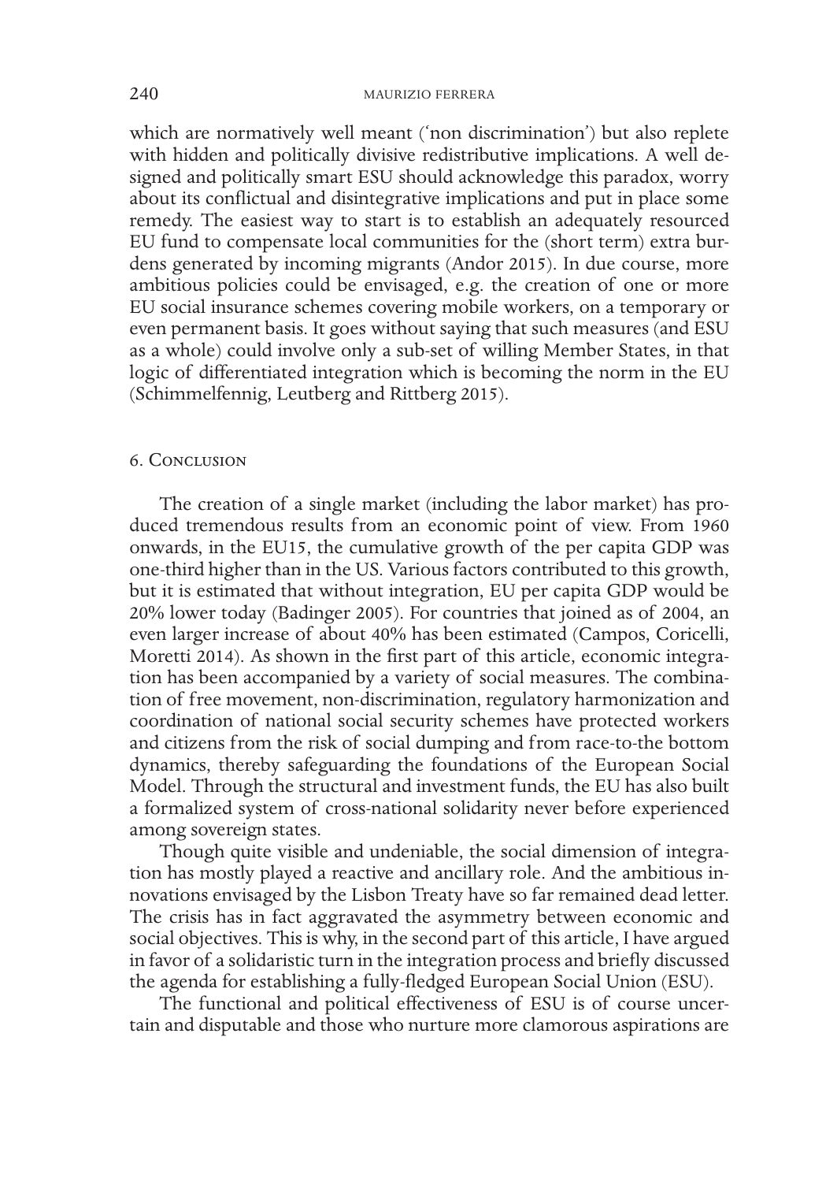which are normatively well meant ('non discrimination') but also replete with hidden and politically divisive redistributive implications. A well designed and politically smart ESU should acknowledge this paradox, worry about its conflictual and disintegrative implications and put in place some remedy. The easiest way to start is to establish an adequately resourced EU fund to compensate local communities for the (short term) extra burdens generated by incoming migrants (Andor 2015). In due course, more ambitious policies could be envisaged, e.g. the creation of one or more EU social insurance schemes covering mobile workers, on a temporary or even permanent basis. It goes without saying that such measures (and ESU as a whole) could involve only a sub-set of willing Member States, in that logic of differentiated integration which is becoming the norm in the EU (Schimmelfennig, Leutberg and Rittberg 2015).

## 6. Conclusion

The creation of a single market (including the labor market) has produced tremendous results from an economic point of view. From 1960 onwards, in the EU15, the cumulative growth of the per capita GDP was one-third higher than in the US. Various factors contributed to this growth, but it is estimated that without integration, EU per capita GDP would be 20% lower today (Badinger 2005). For countries that joined as of 2004, an even larger increase of about 40% has been estimated (Campos, Coricelli, Moretti 2014). As shown in the first part of this article, economic integration has been accompanied by a variety of social measures. The combination of free movement, non-discrimination, regulatory harmonization and coordination of national social security schemes have protected workers and citizens from the risk of social dumping and from race-to-the bottom dynamics, thereby safeguarding the foundations of the European Social Model. Through the structural and investment funds, the EU has also built a formalized system of cross-national solidarity never before experienced among sovereign states.

Though quite visible and undeniable, the social dimension of integration has mostly played a reactive and ancillary role. And the ambitious innovations envisaged by the Lisbon Treaty have so far remained dead letter. The crisis has in fact aggravated the asymmetry between economic and social objectives. This is why, in the second part of this article, I have argued in favor of a solidaristic turn in the integration process and briefly discussed the agenda for establishing a fully-fledged European Social Union (ESU).

The functional and political effectiveness of ESU is of course uncertain and disputable and those who nurture more clamorous aspirations are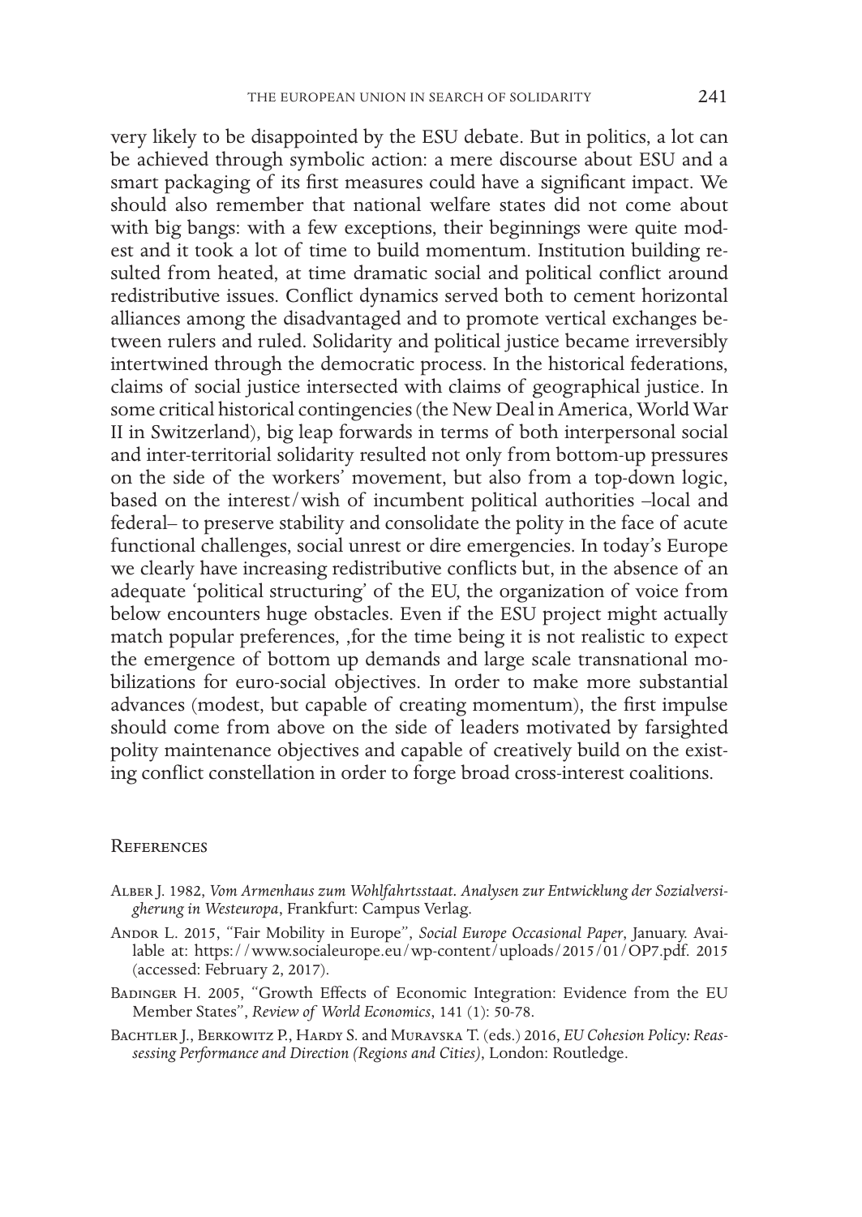very likely to be disappointed by the ESU debate. But in politics, a lot can be achieved through symbolic action: a mere discourse about ESU and a smart packaging of its first measures could have a significant impact. We should also remember that national welfare states did not come about with big bangs: with a few exceptions, their beginnings were quite modest and it took a lot of time to build momentum. Institution building resulted from heated, at time dramatic social and political conflict around redistributive issues. Conflict dynamics served both to cement horizontal alliances among the disadvantaged and to promote vertical exchanges between rulers and ruled. Solidarity and political justice became irreversibly intertwined through the democratic process. In the historical federations, claims of social justice intersected with claims of geographical justice. In some critical historical contingencies (the New Deal in America, World War II in Switzerland), big leap forwards in terms of both interpersonal social and inter-territorial solidarity resulted not only from bottom-up pressures on the side of the workers' movement, but also from a top-down logic, based on the interest/wish of incumbent political authorities –local and federal– to preserve stability and consolidate the polity in the face of acute functional challenges, social unrest or dire emergencies. In today's Europe we clearly have increasing redistributive conflicts but, in the absence of an adequate 'political structuring' of the EU, the organization of voice from below encounters huge obstacles. Even if the ESU project might actually match popular preferences, ,for the time being it is not realistic to expect the emergence of bottom up demands and large scale transnational mobilizations for euro-social objectives. In order to make more substantial advances (modest, but capable of creating momentum), the first impulse should come from above on the side of leaders motivated by farsighted polity maintenance objectives and capable of creatively build on the existing conflict constellation in order to forge broad cross-interest coalitions.

## References

Alber J. 1982, *Vom Armenhaus zum Wohlfahrtsstaat. Analysen zur Entwicklung der Sozialversigherung in Westeuropa*, Frankfurt: Campus Verlag.

Andor L. 2015, "Fair Mobility in Europe", *Social Europe Occasional Paper*, January. Available at: https://www.socialeurope.eu/wp-content/uploads/2015/01/OP7.pdf. 2015 (accessed: February 2, 2017).

Badinger H. 2005, "Growth Effects of Economic Integration: Evidence from the EU Member States", *Review of World Economics*, 141 (1): 50-78.

Bachtler J., Berkowitz P., Hardy S. and Muravska T. (eds.) 2016, *EU Cohesion Policy: Reassessing Performance and Direction (Regions and Cities)*, London: Routledge.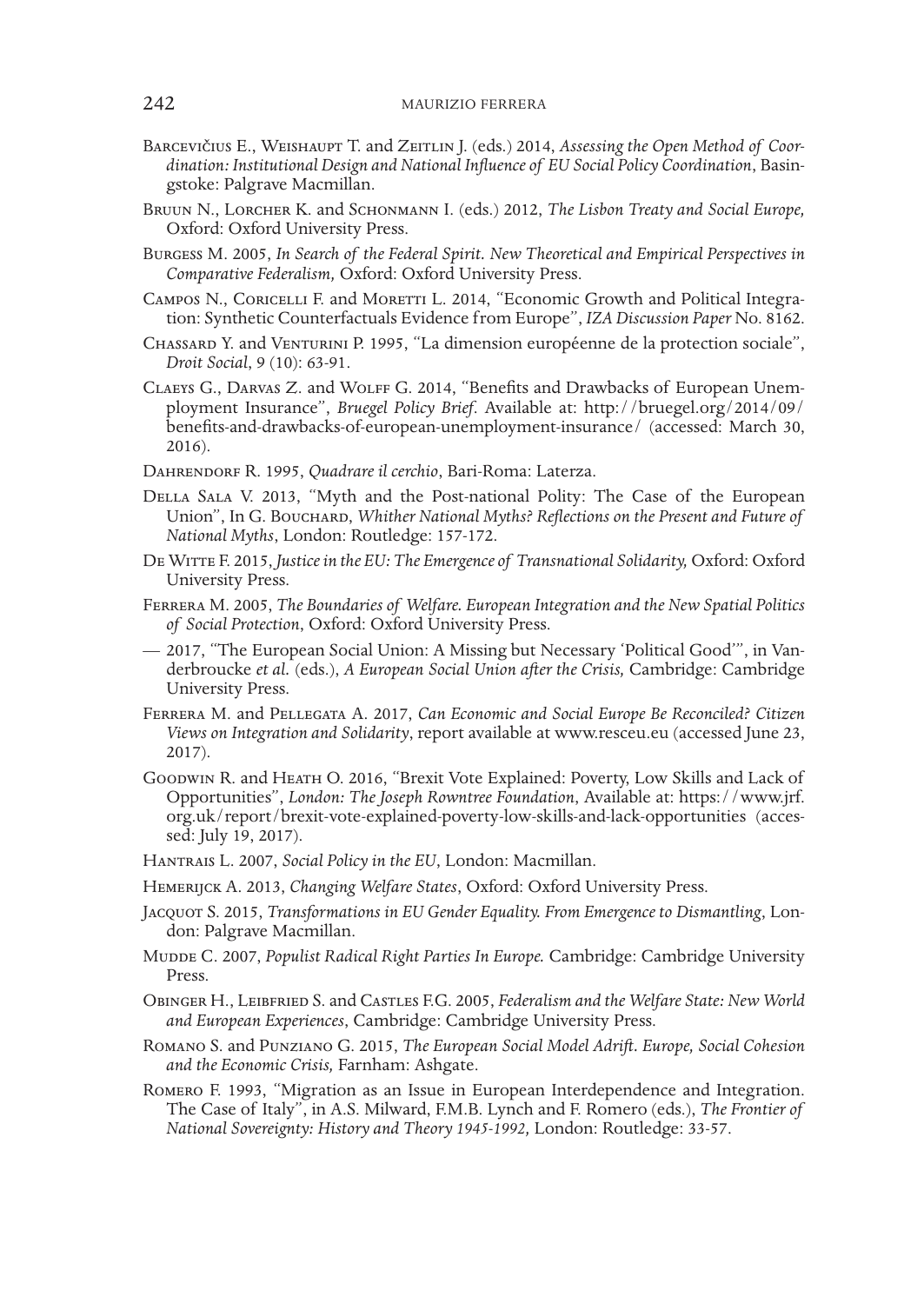Barcevičius E., Weishaupt T. and Zeitlin J. (eds.) 2014, *Assessing the Open Method of Coordination: Institutional Design and National Influence of EU Social Policy Coordination*, Basingstoke: Palgrave Macmillan.

Bruun N., Lorcher K. and Schonmann I. (eds.) 2012, *The Lisbon Treaty and Social Europe,* Oxford: Oxford University Press.

Burgess M. 2005, *In Search of the Federal Spirit. New Theoretical and Empirical Perspectives in Comparative Federalism,* Oxford: Oxford University Press.

Campos N., Coricelli F. and Moretti L. 2014, "Economic Growth and Political Integration: Synthetic Counterfactuals Evidence from Europe", *IZA Discussion Paper* No. 8162.

Chassard Y. and Venturini P. 1995, "La dimension européenne de la protection sociale", *Droit Social*, 9 (10): 63-91.

Claeys G., Darvas Z. and Wolff G. 2014, "Benefits and Drawbacks of European Unemployment Insurance", *Bruegel Policy Brief*. Available at: http://bruegel.org/2014/09/benefits-and-drawbacks-of-european-unemployment-insurance/ (accessed: March 30, 2016).

Dahrendorf R. 1995, *Quadrare il cerchio*, Bari-Roma: Laterza.

Della Sala V. 2013, "Myth and the Post-national Polity: The Case of the European Union", In G. Bouchard, *Whither National Myths? Reflections on the Present and Future of National Myths*, London: Routledge: 157-172.

De Witte F. 2015, *Justice in the EU: The Emergence of Transnational Solidarity,* Oxford: Oxford University Press.

Ferrera M. 2005, *The Boundaries of Welfare. European Integration and the New Spatial Politics of Social Protection*, Oxford: Oxford University Press.

— 2017, "The European Social Union: A Missing but Necessary 'Political Good'", in Vanderbroucke *et al.* (eds.), *A European Social Union after the Crisis,* Cambridge: Cambridge University Press.

Ferrera M. and Pellegata A. 2017, *Can Economic and Social Europe Be Reconciled? Citizen Views on Integration and Solidarity*, report available at www.resceu.eu (accessed June 23, 2017).

Goodwin R. and Heath O. 2016, "Brexit Vote Explained: Poverty, Low Skills and Lack of Opportunities", *London: The Joseph Rowntree Foundation*, Available at: https://www.jrf.org.uk/report/brexit-vote-explained-poverty-low-skills-and-lack-opportunities (accessed: July 19, 2017).

Hantrais L. 2007, *Social Policy in the EU*, London: Macmillan.

Hemerijck A. 2013, *Changing Welfare States*, Oxford: Oxford University Press.

Jacquot S. 2015, *Transformations in EU Gender Equality. From Emergence to Dismantling*, London: Palgrave Macmillan.

Mudde C. 2007, *Populist Radical Right Parties In Europe.* Cambridge: Cambridge University Press.

Obinger H., Leibfried S. and Castles F.G. 2005, *Federalism and the Welfare State: New World and European Experiences*, Cambridge: Cambridge University Press.

Romano S. and Punziano G. 2015, *The European Social Model Adrift. Europe, Social Cohesion and the Economic Crisis,* Farnham: Ashgate.

Romero F. 1993, "Migration as an Issue in European Interdependence and Integration. The Case of Italy", in A.S. Milward, F.M.B. Lynch and F. Romero (eds.), *The Frontier of National Sovereignty: History and Theory 1945-1992,* London: Routledge: 33-57.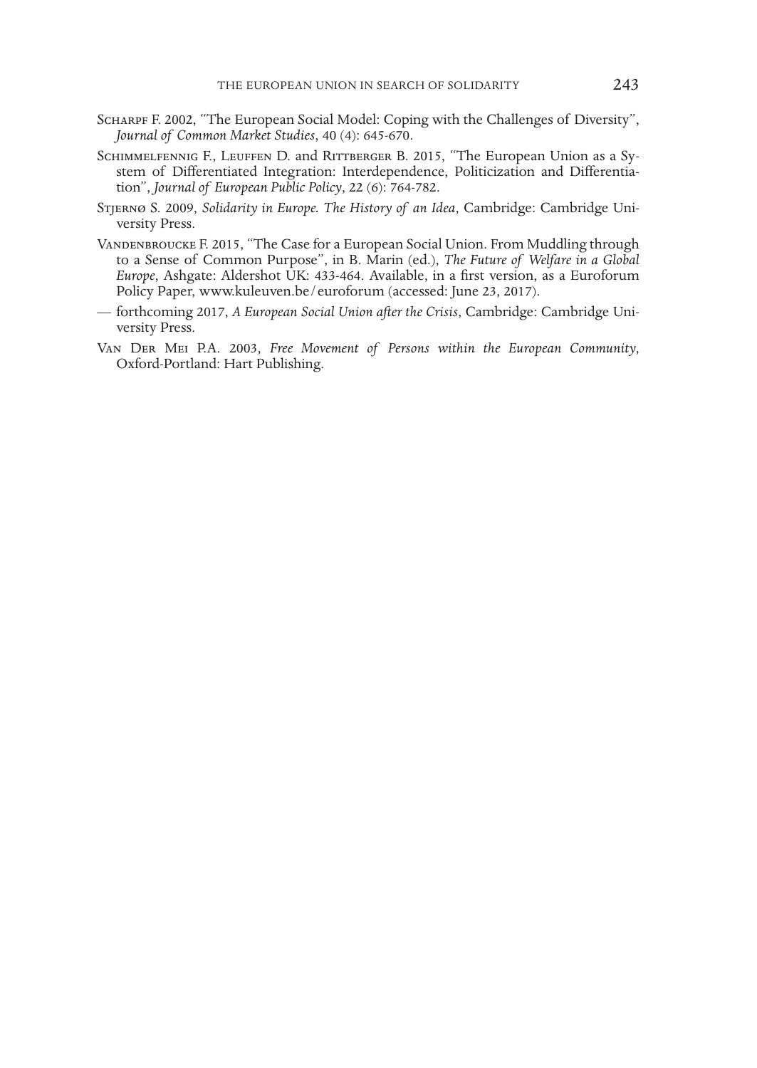Scharpf F. 2002, "The European Social Model: Coping with the Challenges of Diversity", *Journal of Common Market Studies*, 40 (4): 645-670.

Schimmelfennig F., Leuffen D. and Rittberger B. 2015, "The European Union as a System of Differentiated Integration: Interdependence, Politicization and Differentiation", *Journal of European Public Policy*, 22 (6): 764-782.

Stjernø S. 2009, *Solidarity in Europe. The History of an Idea*, Cambridge: Cambridge University Press.

Vandenbroucke F. 2015, "The Case for a European Social Union. From Muddling through to a Sense of Common Purpose", in B. Marin (ed.), *The Future of Welfare in a Global Europe*, Ashgate: Aldershot UK: 433-464. Available, in a first version, as a Euroforum Policy Paper, www.kuleuven.be/euroforum (accessed: June 23, 2017).

— forthcoming 2017, *A European Social Union after the Crisis*, Cambridge: Cambridge University Press.

Van Der Mei P.A. 2003, *Free Movement of Persons within the European Community*, Oxford-Portland: Hart Publishing.